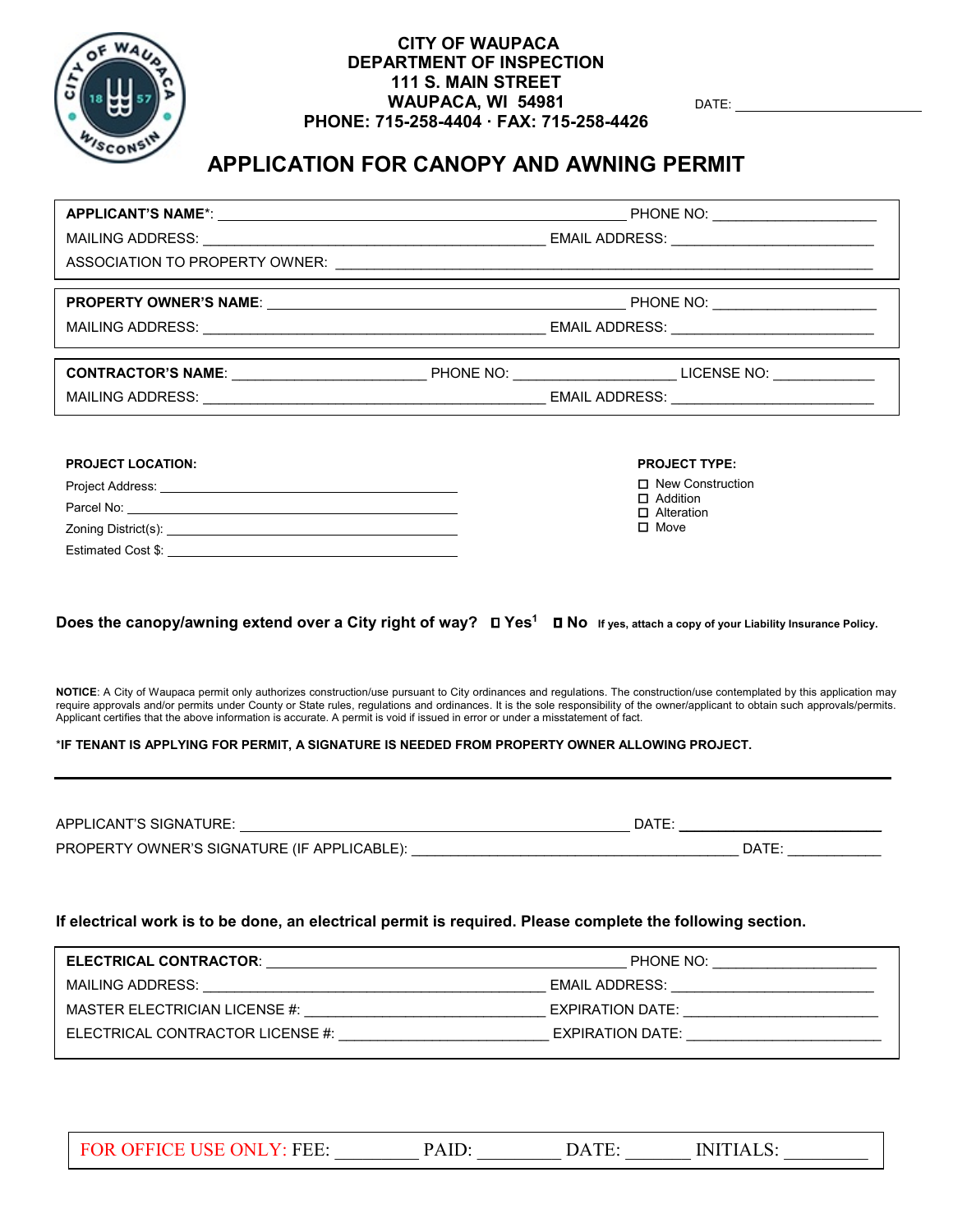**CITY OF WAUPACA**
**DEPARTMENT OF INSPECTION**
**111 S. MAIN STREET**
**WAUPACA, WI 54981**
**PHONE: 715-258-4404 · FAX: 715-258-4426**

DATE: ______________________

# APPLICATION FOR CANOPY AND AWNING PERMIT

**APPLICANT'S NAME***: ____________________________________________ PHONE NO: ____________________

MAILING ADDRESS: ______________________________________ EMAIL ADDRESS: ________________________

ASSOCIATION TO PROPERTY OWNER: ________________________________________________________

**PROPERTY OWNER'S NAME**: ______________________________________ PHONE NO: ____________________

MAILING ADDRESS: ______________________________________ EMAIL ADDRESS: ________________________

**CONTRACTOR'S NAME**: ______________________ PHONE NO: ____________________ LICENSE NO: ____________

MAILING ADDRESS: ______________________________________ EMAIL ADDRESS: ________________________

**PROJECT LOCATION:**

Project Address: ______________________________________

Parcel No: ______________________________________

Zoning District(s): ______________________________________

Estimated Cost $: ______________________________________

**PROJECT TYPE:**

- ☐ New Construction
- ☐ Addition
- ☐ Alteration
- ☐ Move

**Does the canopy/awning extend over a City right of way? ☐ Yes[1] ☐ No** **If yes, attach a copy of your Liability Insurance Policy.**

**NOTICE**: A City of Waupaca permit only authorizes construction/use pursuant to City ordinances and regulations. The construction/use contemplated by this application may require approvals and/or permits under County or State rules, regulations and ordinances. It is the sole responsibility of the owner/applicant to obtain such approvals/permits. Applicant certifies that the above information is accurate. A permit is void if issued in error or under a misstatement of fact.

***IF TENANT IS APPLYING FOR PERMIT, A SIGNATURE IS NEEDED FROM PROPERTY OWNER ALLOWING PROJECT.**

---

APPLICANT'S SIGNATURE: ____________________________________________ DATE: ________________________

PROPERTY OWNER'S SIGNATURE (IF APPLICABLE): ______________________________________ DATE: ____________

**If electrical work is to be done, an electrical permit is required. Please complete the following section.**

**ELECTRICAL CONTRACTOR**: ______________________________________ PHONE NO: ____________________

MAILING ADDRESS: ______________________________________ EMAIL ADDRESS: ________________________

MASTER ELECTRICIAN LICENSE #: ____________________________ EXPIRATION DATE: ________________________

ELECTRICAL CONTRACTOR LICENSE #: ________________________ EXPIRATION DATE: ________________________

FOR OFFICE USE ONLY: FEE: _________ PAID: _________ DATE: _______ INITIALS: _________